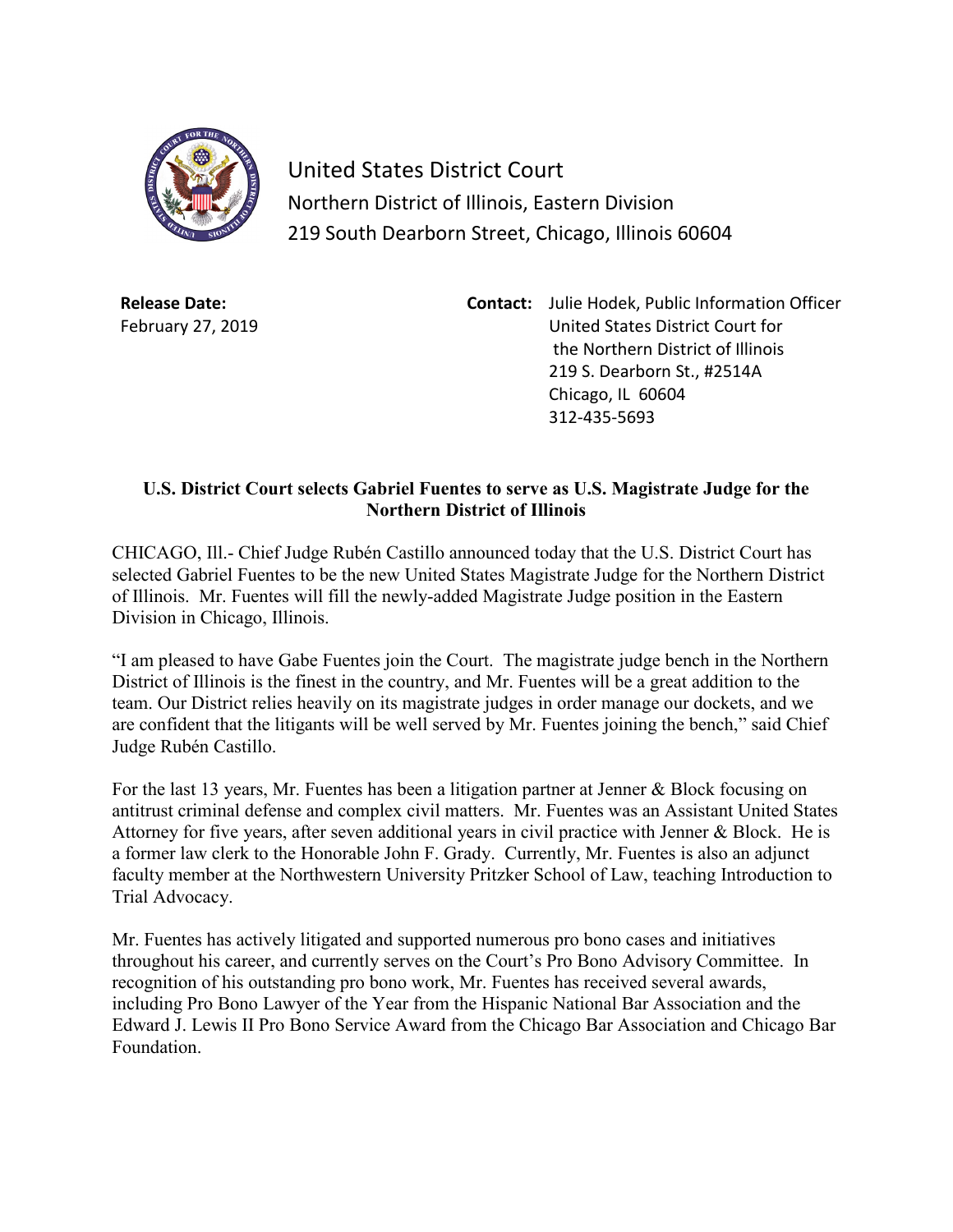United States District Court
Northern District of Illinois, Eastern Division
219 South Dearborn Street, Chicago, Illinois 60604

**Release Date:**
February 27, 2019

**Contact:** Julie Hodek, Public Information Officer
United States District Court for
the Northern District of Illinois
219 S. Dearborn St., #2514A
Chicago, IL 60604
312-435-5693

**U.S. District Court selects Gabriel Fuentes to serve as U.S. Magistrate Judge for the Northern District of Illinois**

CHICAGO, Ill.- Chief Judge Rubén Castillo announced today that the U.S. District Court has selected Gabriel Fuentes to be the new United States Magistrate Judge for the Northern District of Illinois. Mr. Fuentes will fill the newly-added Magistrate Judge position in the Eastern Division in Chicago, Illinois.

"I am pleased to have Gabe Fuentes join the Court. The magistrate judge bench in the Northern District of Illinois is the finest in the country, and Mr. Fuentes will be a great addition to the team. Our District relies heavily on its magistrate judges in order manage our dockets, and we are confident that the litigants will be well served by Mr. Fuentes joining the bench," said Chief Judge Rubén Castillo.

For the last 13 years, Mr. Fuentes has been a litigation partner at Jenner & Block focusing on antitrust criminal defense and complex civil matters. Mr. Fuentes was an Assistant United States Attorney for five years, after seven additional years in civil practice with Jenner & Block. He is a former law clerk to the Honorable John F. Grady. Currently, Mr. Fuentes is also an adjunct faculty member at the Northwestern University Pritzker School of Law, teaching Introduction to Trial Advocacy.

Mr. Fuentes has actively litigated and supported numerous pro bono cases and initiatives throughout his career, and currently serves on the Court's Pro Bono Advisory Committee. In recognition of his outstanding pro bono work, Mr. Fuentes has received several awards, including Pro Bono Lawyer of the Year from the Hispanic National Bar Association and the Edward J. Lewis II Pro Bono Service Award from the Chicago Bar Association and Chicago Bar Foundation.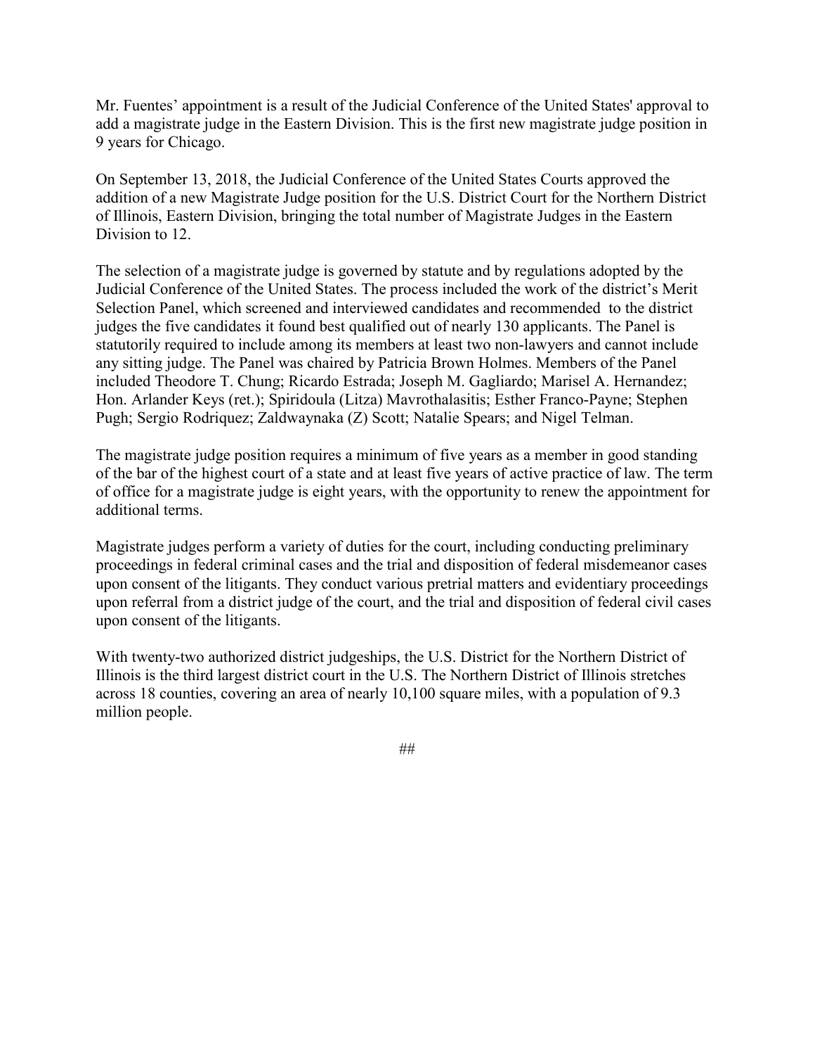Mr. Fuentes' appointment is a result of the Judicial Conference of the United States' approval to add a magistrate judge in the Eastern Division. This is the first new magistrate judge position in 9 years for Chicago.

On September 13, 2018, the Judicial Conference of the United States Courts approved the addition of a new Magistrate Judge position for the U.S. District Court for the Northern District of Illinois, Eastern Division, bringing the total number of Magistrate Judges in the Eastern Division to 12.

The selection of a magistrate judge is governed by statute and by regulations adopted by the Judicial Conference of the United States. The process included the work of the district's Merit Selection Panel, which screened and interviewed candidates and recommended to the district judges the five candidates it found best qualified out of nearly 130 applicants. The Panel is statutorily required to include among its members at least two non-lawyers and cannot include any sitting judge. The Panel was chaired by Patricia Brown Holmes. Members of the Panel included Theodore T. Chung; Ricardo Estrada; Joseph M. Gagliardo; Marisel A. Hernandez; Hon. Arlander Keys (ret.); Spiridoula (Litza) Mavrothalasitis; Esther Franco-Payne; Stephen Pugh; Sergio Rodriquez; Zaldwaynaka (Z) Scott; Natalie Spears; and Nigel Telman.

The magistrate judge position requires a minimum of five years as a member in good standing of the bar of the highest court of a state and at least five years of active practice of law. The term of office for a magistrate judge is eight years, with the opportunity to renew the appointment for additional terms.

Magistrate judges perform a variety of duties for the court, including conducting preliminary proceedings in federal criminal cases and the trial and disposition of federal misdemeanor cases upon consent of the litigants. They conduct various pretrial matters and evidentiary proceedings upon referral from a district judge of the court, and the trial and disposition of federal civil cases upon consent of the litigants.

With twenty-two authorized district judgeships, the U.S. District for the Northern District of Illinois is the third largest district court in the U.S. The Northern District of Illinois stretches across 18 counties, covering an area of nearly 10,100 square miles, with a population of 9.3 million people.

##